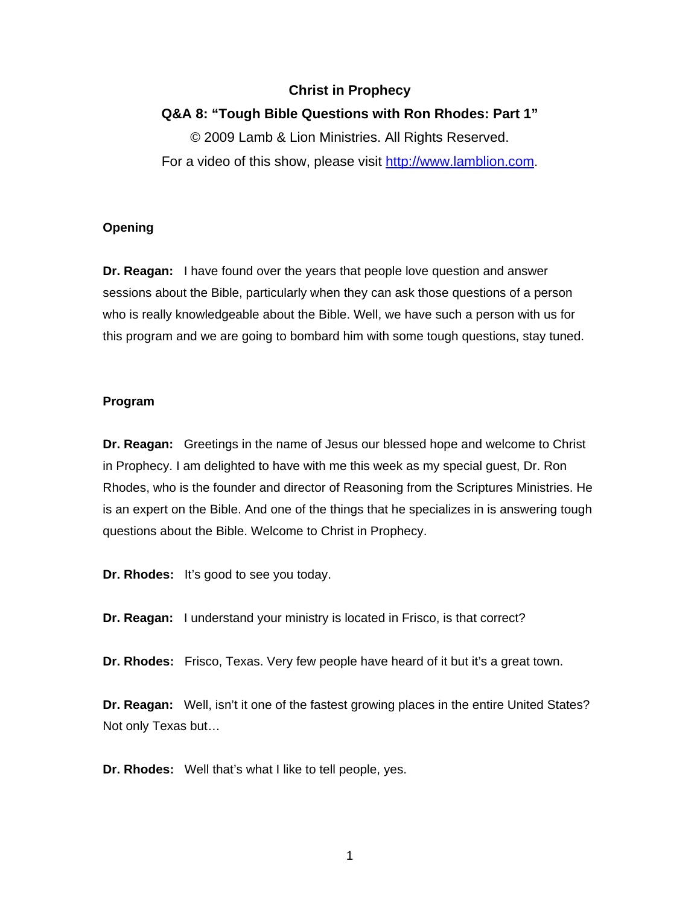# Christ in Prophecy

## Q&A 8: "Tough Bible Questions with Ron Rhodes: Part 1"

© 2009 Lamb & Lion Ministries. All Rights Reserved.

For a video of this show, please visit http://www.lamblion.com.

### Opening

**Dr. Reagan:** I have found over the years that people love question and answer sessions about the Bible, particularly when they can ask those questions of a person who is really knowledgeable about the Bible. Well, we have such a person with us for this program and we are going to bombard him with some tough questions, stay tuned.

### Program

**Dr. Reagan:** Greetings in the name of Jesus our blessed hope and welcome to Christ in Prophecy. I am delighted to have with me this week as my special guest, Dr. Ron Rhodes, who is the founder and director of Reasoning from the Scriptures Ministries. He is an expert on the Bible. And one of the things that he specializes in is answering tough questions about the Bible. Welcome to Christ in Prophecy.

**Dr. Rhodes:** It's good to see you today.

**Dr. Reagan:** I understand your ministry is located in Frisco, is that correct?

**Dr. Rhodes:** Frisco, Texas. Very few people have heard of it but it's a great town.

**Dr. Reagan:** Well, isn't it one of the fastest growing places in the entire United States? Not only Texas but…

**Dr. Rhodes:** Well that's what I like to tell people, yes.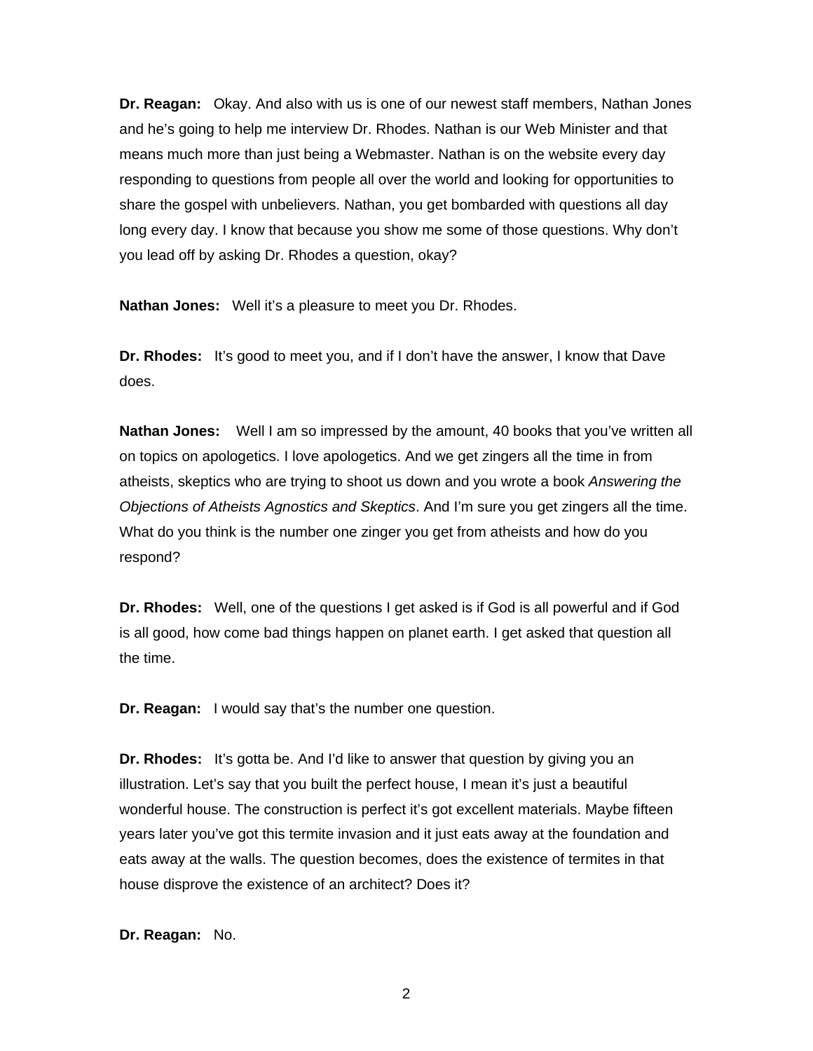**Dr. Reagan:** Okay. And also with us is one of our newest staff members, Nathan Jones and he's going to help me interview Dr. Rhodes. Nathan is our Web Minister and that means much more than just being a Webmaster. Nathan is on the website every day responding to questions from people all over the world and looking for opportunities to share the gospel with unbelievers. Nathan, you get bombarded with questions all day long every day. I know that because you show me some of those questions. Why don't you lead off by asking Dr. Rhodes a question, okay?

**Nathan Jones:** Well it's a pleasure to meet you Dr. Rhodes.

**Dr. Rhodes:** It's good to meet you, and if I don't have the answer, I know that Dave does.

**Nathan Jones:** Well I am so impressed by the amount, 40 books that you've written all on topics on apologetics. I love apologetics. And we get zingers all the time in from atheists, skeptics who are trying to shoot us down and you wrote a book *Answering the Objections of Atheists Agnostics and Skeptics*. And I'm sure you get zingers all the time. What do you think is the number one zinger you get from atheists and how do you respond?

**Dr. Rhodes:** Well, one of the questions I get asked is if God is all powerful and if God is all good, how come bad things happen on planet earth. I get asked that question all the time.

**Dr. Reagan:** I would say that's the number one question.

**Dr. Rhodes:** It's gotta be. And I'd like to answer that question by giving you an illustration. Let's say that you built the perfect house, I mean it's just a beautiful wonderful house. The construction is perfect it's got excellent materials. Maybe fifteen years later you've got this termite invasion and it just eats away at the foundation and eats away at the walls. The question becomes, does the existence of termites in that house disprove the existence of an architect? Does it?

**Dr. Reagan:** No.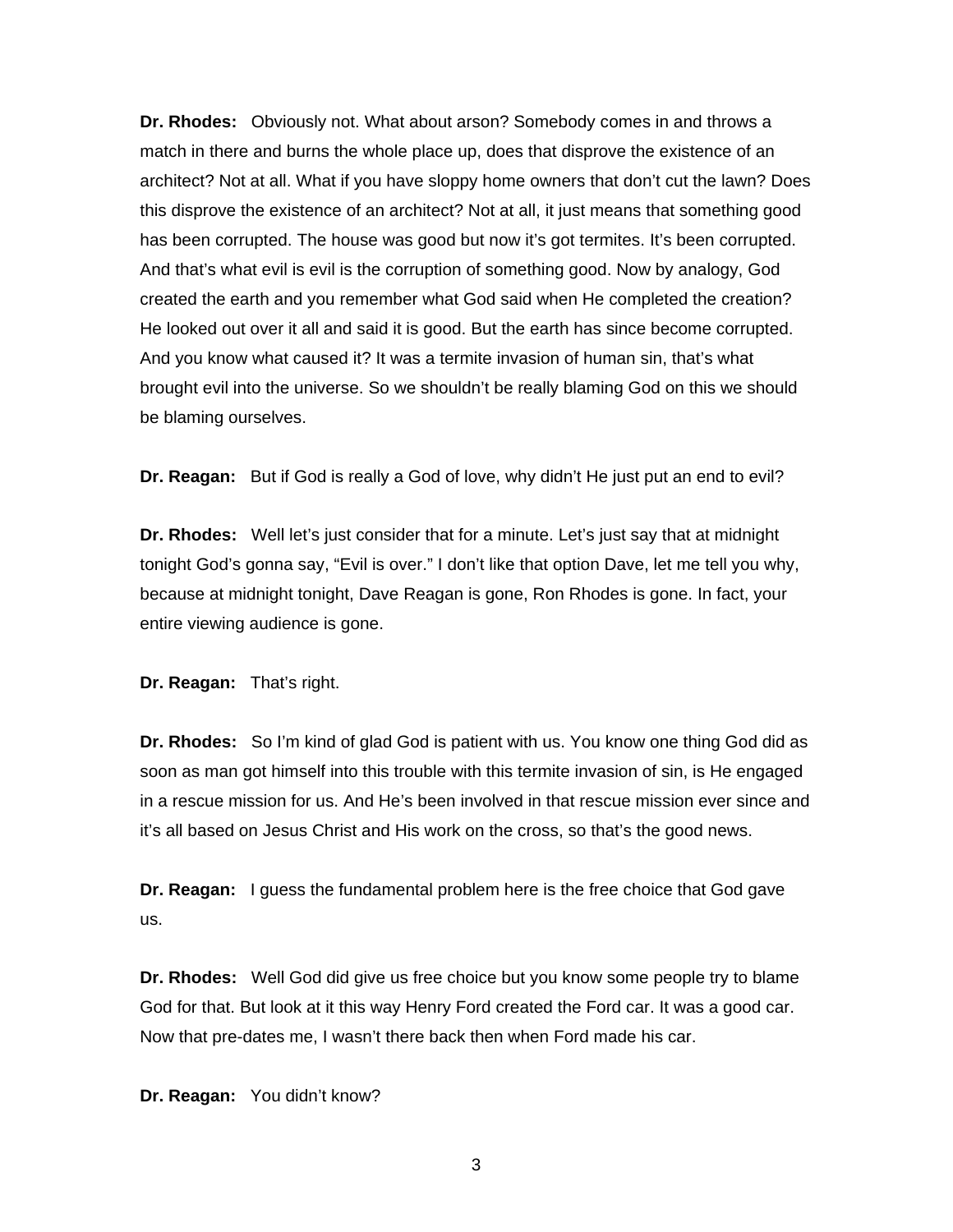**Dr. Rhodes:** Obviously not. What about arson? Somebody comes in and throws a match in there and burns the whole place up, does that disprove the existence of an architect? Not at all. What if you have sloppy home owners that don't cut the lawn? Does this disprove the existence of an architect? Not at all, it just means that something good has been corrupted. The house was good but now it's got termites. It's been corrupted. And that's what evil is evil is the corruption of something good. Now by analogy, God created the earth and you remember what God said when He completed the creation? He looked out over it all and said it is good. But the earth has since become corrupted. And you know what caused it? It was a termite invasion of human sin, that's what brought evil into the universe. So we shouldn't be really blaming God on this we should be blaming ourselves.

**Dr. Reagan:** But if God is really a God of love, why didn't He just put an end to evil?

**Dr. Rhodes:** Well let's just consider that for a minute. Let's just say that at midnight tonight God's gonna say, "Evil is over." I don't like that option Dave, let me tell you why, because at midnight tonight, Dave Reagan is gone, Ron Rhodes is gone. In fact, your entire viewing audience is gone.

**Dr. Reagan:** That's right.

**Dr. Rhodes:** So I'm kind of glad God is patient with us. You know one thing God did as soon as man got himself into this trouble with this termite invasion of sin, is He engaged in a rescue mission for us. And He's been involved in that rescue mission ever since and it's all based on Jesus Christ and His work on the cross, so that's the good news.

**Dr. Reagan:** I guess the fundamental problem here is the free choice that God gave us.

**Dr. Rhodes:** Well God did give us free choice but you know some people try to blame God for that. But look at it this way Henry Ford created the Ford car. It was a good car. Now that pre-dates me, I wasn't there back then when Ford made his car.

**Dr. Reagan:** You didn't know?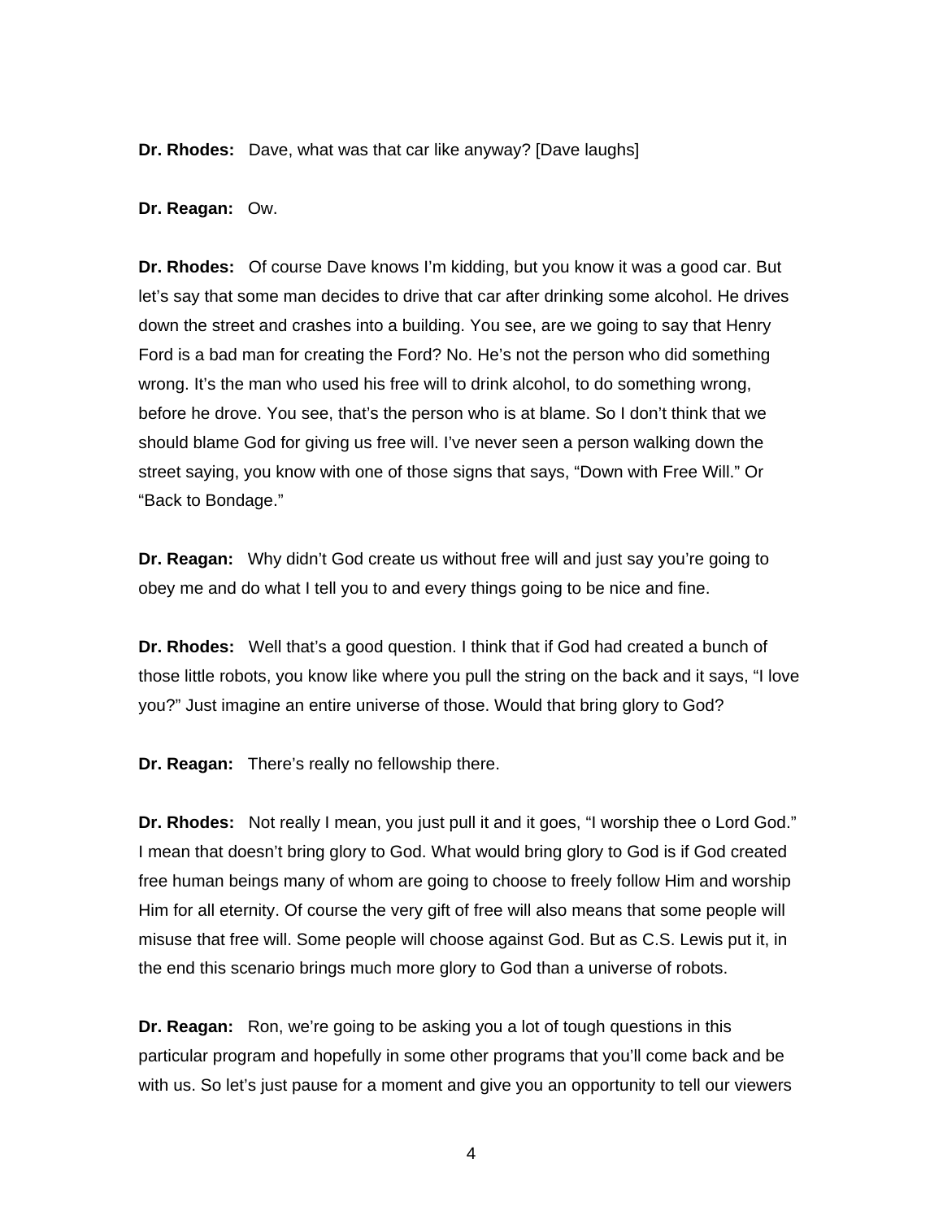**Dr. Rhodes:** Dave, what was that car like anyway? [Dave laughs]

**Dr. Reagan:** Ow.

**Dr. Rhodes:** Of course Dave knows I'm kidding, but you know it was a good car. But let's say that some man decides to drive that car after drinking some alcohol. He drives down the street and crashes into a building. You see, are we going to say that Henry Ford is a bad man for creating the Ford? No. He's not the person who did something wrong. It's the man who used his free will to drink alcohol, to do something wrong, before he drove. You see, that's the person who is at blame. So I don't think that we should blame God for giving us free will. I've never seen a person walking down the street saying, you know with one of those signs that says, "Down with Free Will." Or "Back to Bondage."

**Dr. Reagan:** Why didn't God create us without free will and just say you're going to obey me and do what I tell you to and every things going to be nice and fine.

**Dr. Rhodes:** Well that's a good question. I think that if God had created a bunch of those little robots, you know like where you pull the string on the back and it says, "I love you?" Just imagine an entire universe of those. Would that bring glory to God?

**Dr. Reagan:** There's really no fellowship there.

**Dr. Rhodes:** Not really I mean, you just pull it and it goes, "I worship thee o Lord God." I mean that doesn't bring glory to God. What would bring glory to God is if God created free human beings many of whom are going to choose to freely follow Him and worship Him for all eternity. Of course the very gift of free will also means that some people will misuse that free will. Some people will choose against God. But as C.S. Lewis put it, in the end this scenario brings much more glory to God than a universe of robots.

**Dr. Reagan:** Ron, we're going to be asking you a lot of tough questions in this particular program and hopefully in some other programs that you'll come back and be with us. So let's just pause for a moment and give you an opportunity to tell our viewers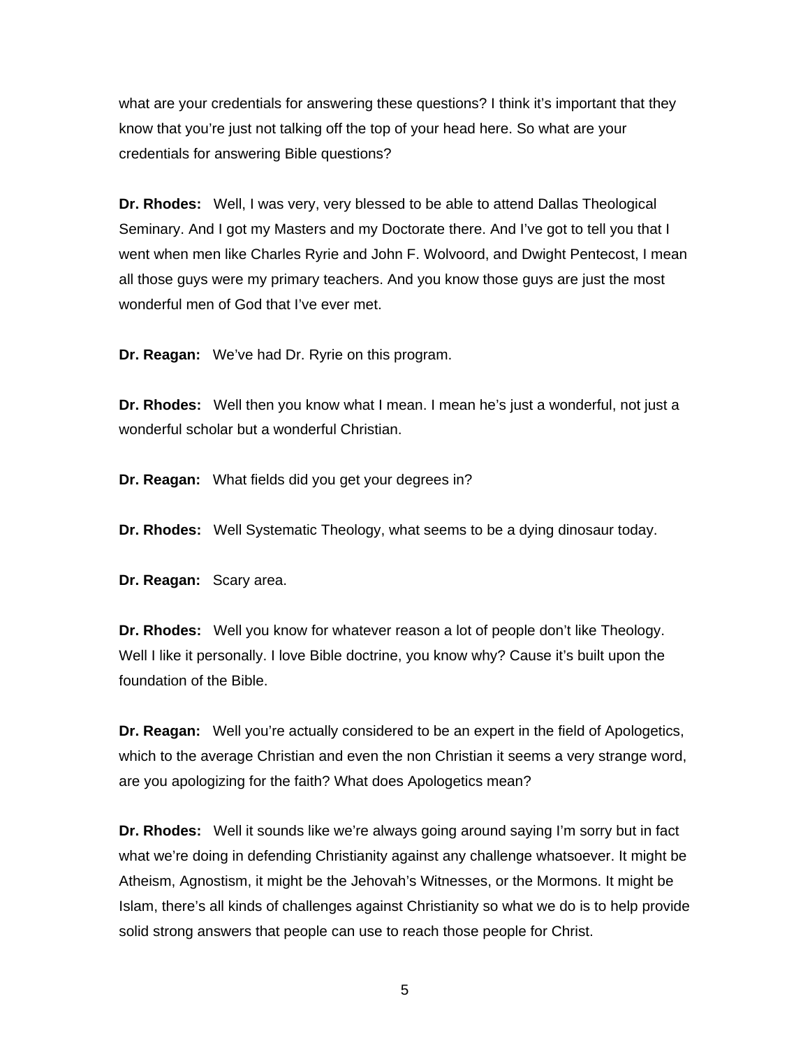what are your credentials for answering these questions? I think it's important that they know that you're just not talking off the top of your head here. So what are your credentials for answering Bible questions?

**Dr. Rhodes:** Well, I was very, very blessed to be able to attend Dallas Theological Seminary. And I got my Masters and my Doctorate there. And I've got to tell you that I went when men like Charles Ryrie and John F. Wolvoord, and Dwight Pentecost, I mean all those guys were my primary teachers. And you know those guys are just the most wonderful men of God that I've ever met.

**Dr. Reagan:** We've had Dr. Ryrie on this program.

**Dr. Rhodes:** Well then you know what I mean. I mean he's just a wonderful, not just a wonderful scholar but a wonderful Christian.

**Dr. Reagan:** What fields did you get your degrees in?

**Dr. Rhodes:** Well Systematic Theology, what seems to be a dying dinosaur today.

**Dr. Reagan:** Scary area.

**Dr. Rhodes:** Well you know for whatever reason a lot of people don't like Theology. Well I like it personally. I love Bible doctrine, you know why? Cause it's built upon the foundation of the Bible.

**Dr. Reagan:** Well you're actually considered to be an expert in the field of Apologetics, which to the average Christian and even the non Christian it seems a very strange word, are you apologizing for the faith? What does Apologetics mean?

**Dr. Rhodes:** Well it sounds like we're always going around saying I'm sorry but in fact what we're doing in defending Christianity against any challenge whatsoever. It might be Atheism, Agnostism, it might be the Jehovah's Witnesses, or the Mormons. It might be Islam, there's all kinds of challenges against Christianity so what we do is to help provide solid strong answers that people can use to reach those people for Christ.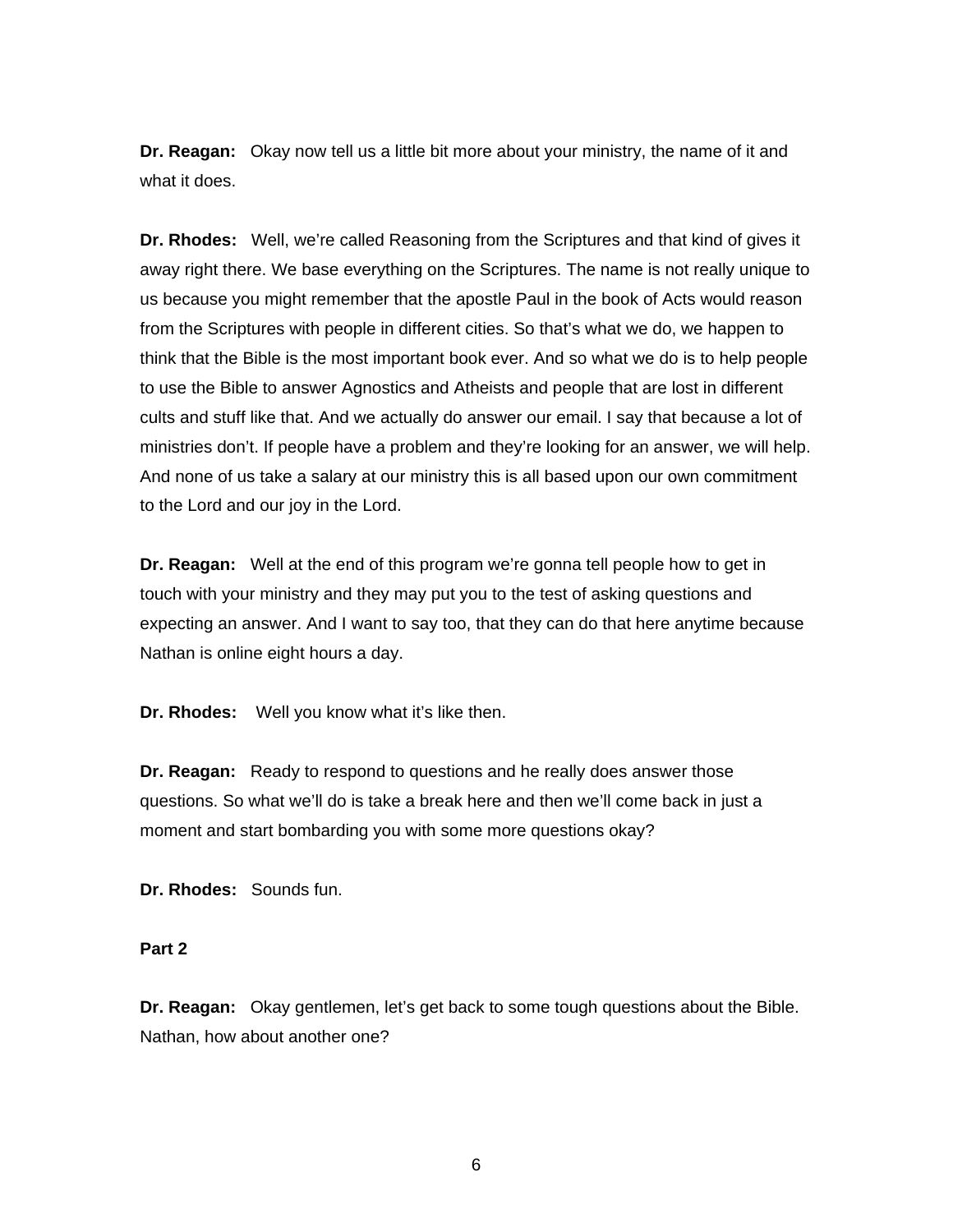**Dr. Reagan:** Okay now tell us a little bit more about your ministry, the name of it and what it does.

**Dr. Rhodes:** Well, we're called Reasoning from the Scriptures and that kind of gives it away right there. We base everything on the Scriptures. The name is not really unique to us because you might remember that the apostle Paul in the book of Acts would reason from the Scriptures with people in different cities. So that's what we do, we happen to think that the Bible is the most important book ever. And so what we do is to help people to use the Bible to answer Agnostics and Atheists and people that are lost in different cults and stuff like that. And we actually do answer our email. I say that because a lot of ministries don't. If people have a problem and they're looking for an answer, we will help. And none of us take a salary at our ministry this is all based upon our own commitment to the Lord and our joy in the Lord.

**Dr. Reagan:** Well at the end of this program we're gonna tell people how to get in touch with your ministry and they may put you to the test of asking questions and expecting an answer. And I want to say too, that they can do that here anytime because Nathan is online eight hours a day.

**Dr. Rhodes:** Well you know what it's like then.

**Dr. Reagan:** Ready to respond to questions and he really does answer those questions. So what we'll do is take a break here and then we'll come back in just a moment and start bombarding you with some more questions okay?

**Dr. Rhodes:** Sounds fun.

**Part 2**

**Dr. Reagan:** Okay gentlemen, let's get back to some tough questions about the Bible. Nathan, how about another one?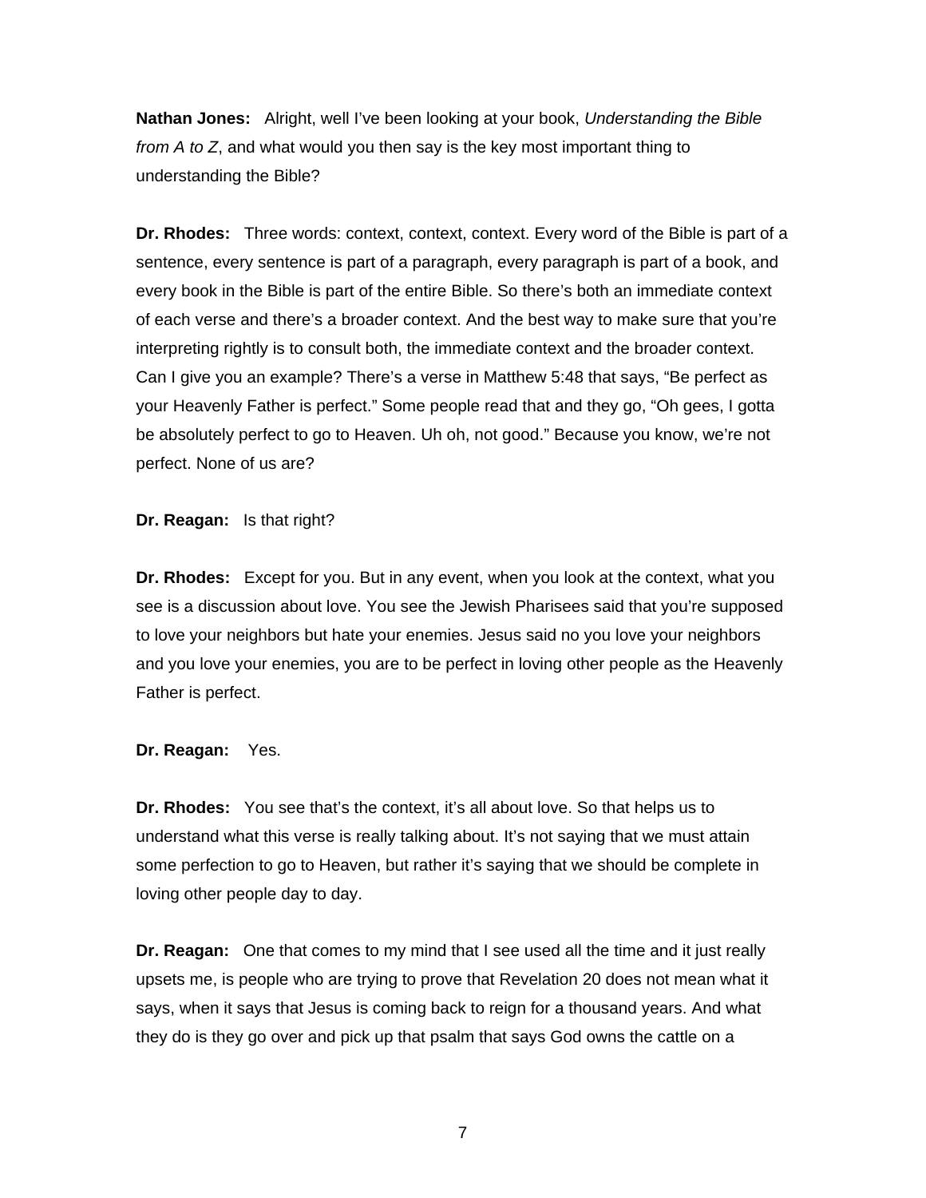**Nathan Jones:** Alright, well I've been looking at your book, *Understanding the Bible from A to Z*, and what would you then say is the key most important thing to understanding the Bible?

**Dr. Rhodes:** Three words: context, context, context. Every word of the Bible is part of a sentence, every sentence is part of a paragraph, every paragraph is part of a book, and every book in the Bible is part of the entire Bible. So there's both an immediate context of each verse and there's a broader context. And the best way to make sure that you're interpreting rightly is to consult both, the immediate context and the broader context. Can I give you an example? There's a verse in Matthew 5:48 that says, "Be perfect as your Heavenly Father is perfect." Some people read that and they go, "Oh gees, I gotta be absolutely perfect to go to Heaven. Uh oh, not good." Because you know, we're not perfect. None of us are?

**Dr. Reagan:** Is that right?

**Dr. Rhodes:** Except for you. But in any event, when you look at the context, what you see is a discussion about love. You see the Jewish Pharisees said that you're supposed to love your neighbors but hate your enemies. Jesus said no you love your neighbors and you love your enemies, you are to be perfect in loving other people as the Heavenly Father is perfect.

**Dr. Reagan:** Yes.

**Dr. Rhodes:** You see that's the context, it's all about love. So that helps us to understand what this verse is really talking about. It's not saying that we must attain some perfection to go to Heaven, but rather it's saying that we should be complete in loving other people day to day.

**Dr. Reagan:** One that comes to my mind that I see used all the time and it just really upsets me, is people who are trying to prove that Revelation 20 does not mean what it says, when it says that Jesus is coming back to reign for a thousand years. And what they do is they go over and pick up that psalm that says God owns the cattle on a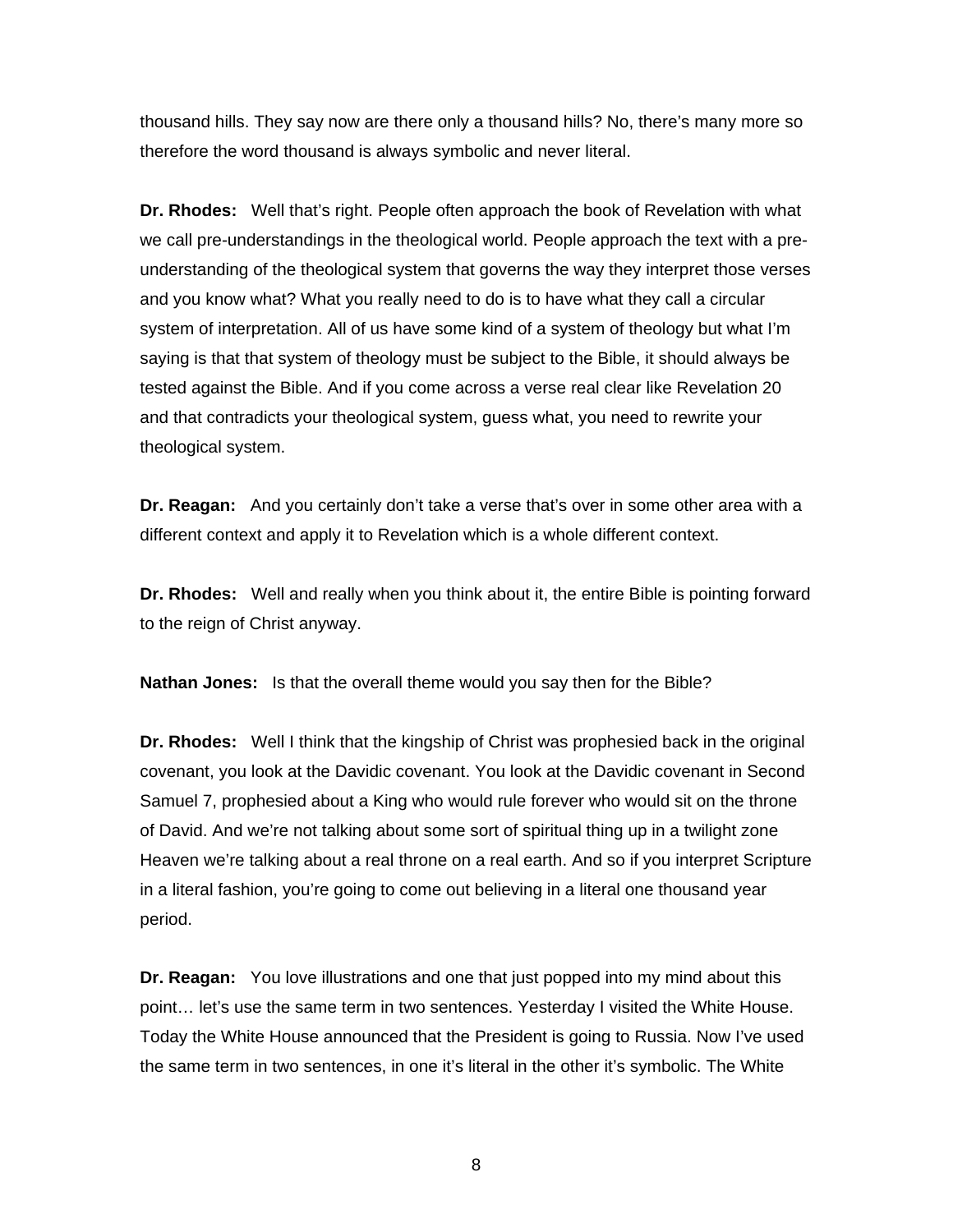thousand hills. They say now are there only a thousand hills? No, there's many more so therefore the word thousand is always symbolic and never literal.

**Dr. Rhodes:** Well that's right. People often approach the book of Revelation with what we call pre-understandings in the theological world. People approach the text with a pre-understanding of the theological system that governs the way they interpret those verses and you know what? What you really need to do is to have what they call a circular system of interpretation. All of us have some kind of a system of theology but what I'm saying is that that system of theology must be subject to the Bible, it should always be tested against the Bible. And if you come across a verse real clear like Revelation 20 and that contradicts your theological system, guess what, you need to rewrite your theological system.

**Dr. Reagan:** And you certainly don't take a verse that's over in some other area with a different context and apply it to Revelation which is a whole different context.

**Dr. Rhodes:** Well and really when you think about it, the entire Bible is pointing forward to the reign of Christ anyway.

**Nathan Jones:** Is that the overall theme would you say then for the Bible?

**Dr. Rhodes:** Well I think that the kingship of Christ was prophesied back in the original covenant, you look at the Davidic covenant. You look at the Davidic covenant in Second Samuel 7, prophesied about a King who would rule forever who would sit on the throne of David. And we're not talking about some sort of spiritual thing up in a twilight zone Heaven we're talking about a real throne on a real earth. And so if you interpret Scripture in a literal fashion, you're going to come out believing in a literal one thousand year period.

**Dr. Reagan:** You love illustrations and one that just popped into my mind about this point… let's use the same term in two sentences. Yesterday I visited the White House. Today the White House announced that the President is going to Russia. Now I've used the same term in two sentences, in one it's literal in the other it's symbolic. The White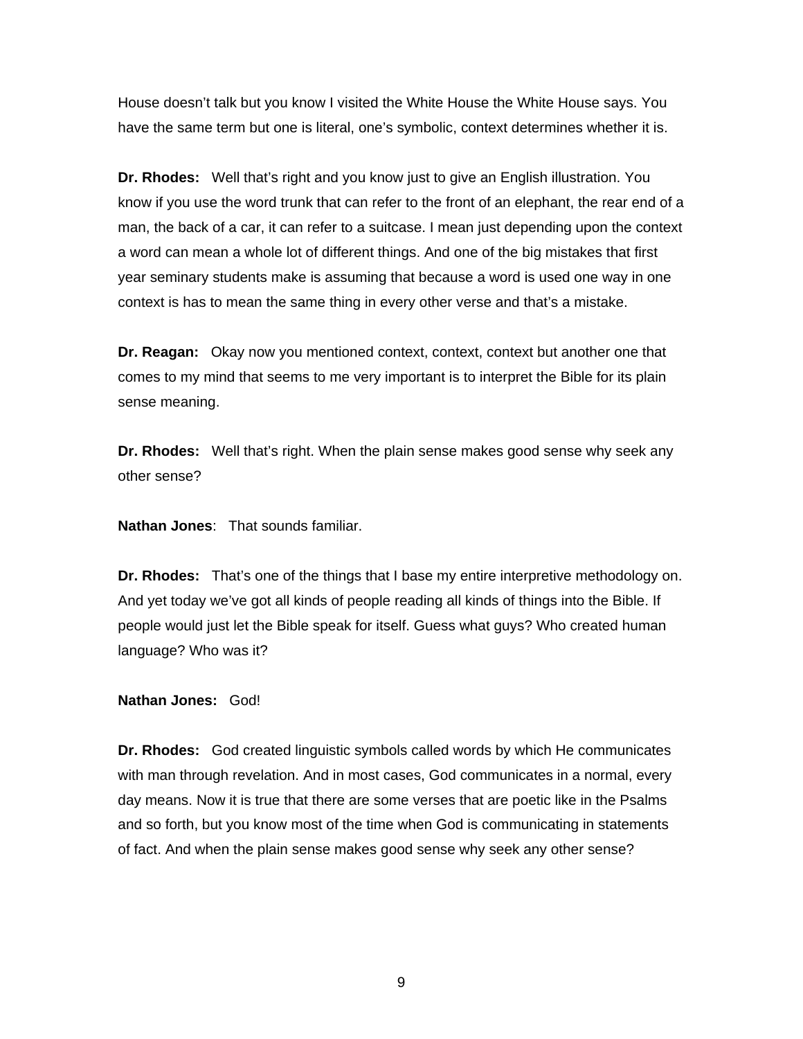House doesn't talk but you know I visited the White House the White House says. You have the same term but one is literal, one's symbolic, context determines whether it is.

**Dr. Rhodes:** Well that's right and you know just to give an English illustration. You know if you use the word trunk that can refer to the front of an elephant, the rear end of a man, the back of a car, it can refer to a suitcase. I mean just depending upon the context a word can mean a whole lot of different things. And one of the big mistakes that first year seminary students make is assuming that because a word is used one way in one context is has to mean the same thing in every other verse and that's a mistake.

**Dr. Reagan:** Okay now you mentioned context, context, context but another one that comes to my mind that seems to me very important is to interpret the Bible for its plain sense meaning.

**Dr. Rhodes:** Well that's right. When the plain sense makes good sense why seek any other sense?

**Nathan Jones**: That sounds familiar.

**Dr. Rhodes:** That's one of the things that I base my entire interpretive methodology on. And yet today we've got all kinds of people reading all kinds of things into the Bible. If people would just let the Bible speak for itself. Guess what guys? Who created human language? Who was it?

**Nathan Jones:** God!

**Dr. Rhodes:** God created linguistic symbols called words by which He communicates with man through revelation. And in most cases, God communicates in a normal, every day means. Now it is true that there are some verses that are poetic like in the Psalms and so forth, but you know most of the time when God is communicating in statements of fact. And when the plain sense makes good sense why seek any other sense?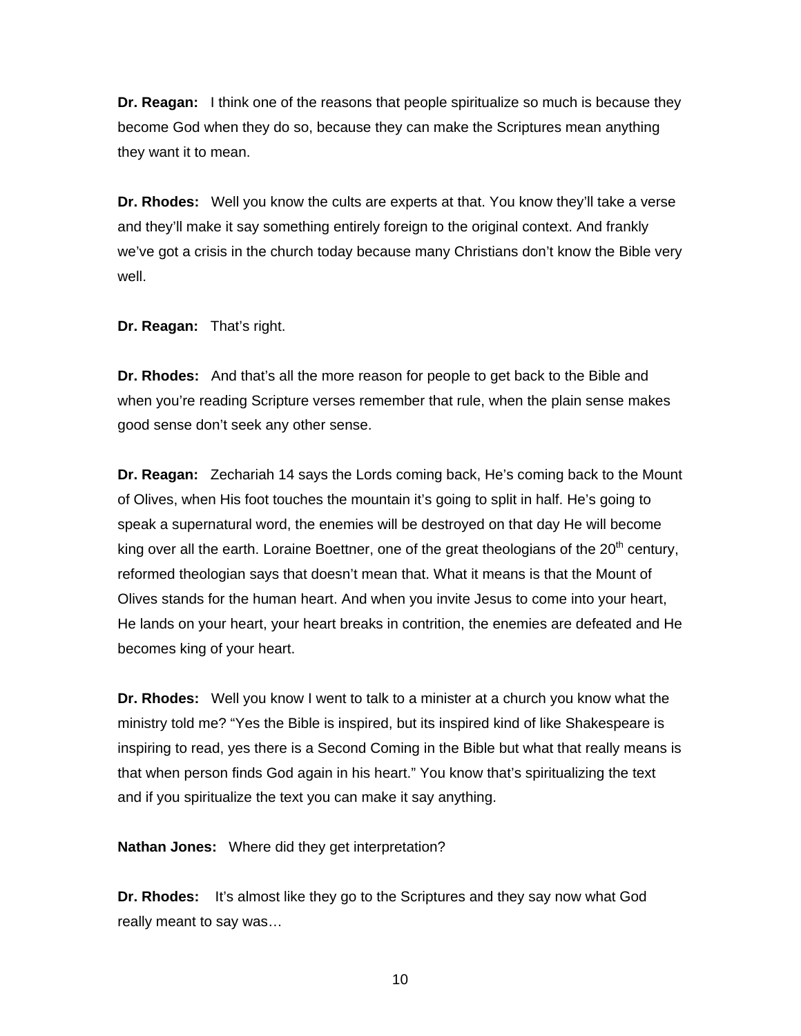**Dr. Reagan:** I think one of the reasons that people spiritualize so much is because they become God when they do so, because they can make the Scriptures mean anything they want it to mean.

**Dr. Rhodes:** Well you know the cults are experts at that. You know they'll take a verse and they'll make it say something entirely foreign to the original context. And frankly we've got a crisis in the church today because many Christians don't know the Bible very well.

**Dr. Reagan:** That's right.

**Dr. Rhodes:** And that's all the more reason for people to get back to the Bible and when you're reading Scripture verses remember that rule, when the plain sense makes good sense don't seek any other sense.

**Dr. Reagan:** Zechariah 14 says the Lords coming back, He's coming back to the Mount of Olives, when His foot touches the mountain it's going to split in half. He's going to speak a supernatural word, the enemies will be destroyed on that day He will become king over all the earth. Loraine Boettner, one of the great theologians of the 20th century, reformed theologian says that doesn't mean that. What it means is that the Mount of Olives stands for the human heart. And when you invite Jesus to come into your heart, He lands on your heart, your heart breaks in contrition, the enemies are defeated and He becomes king of your heart.

**Dr. Rhodes:** Well you know I went to talk to a minister at a church you know what the ministry told me? "Yes the Bible is inspired, but its inspired kind of like Shakespeare is inspiring to read, yes there is a Second Coming in the Bible but what that really means is that when person finds God again in his heart." You know that's spiritualizing the text and if you spiritualize the text you can make it say anything.

**Nathan Jones:** Where did they get interpretation?

**Dr. Rhodes:** It's almost like they go to the Scriptures and they say now what God really meant to say was…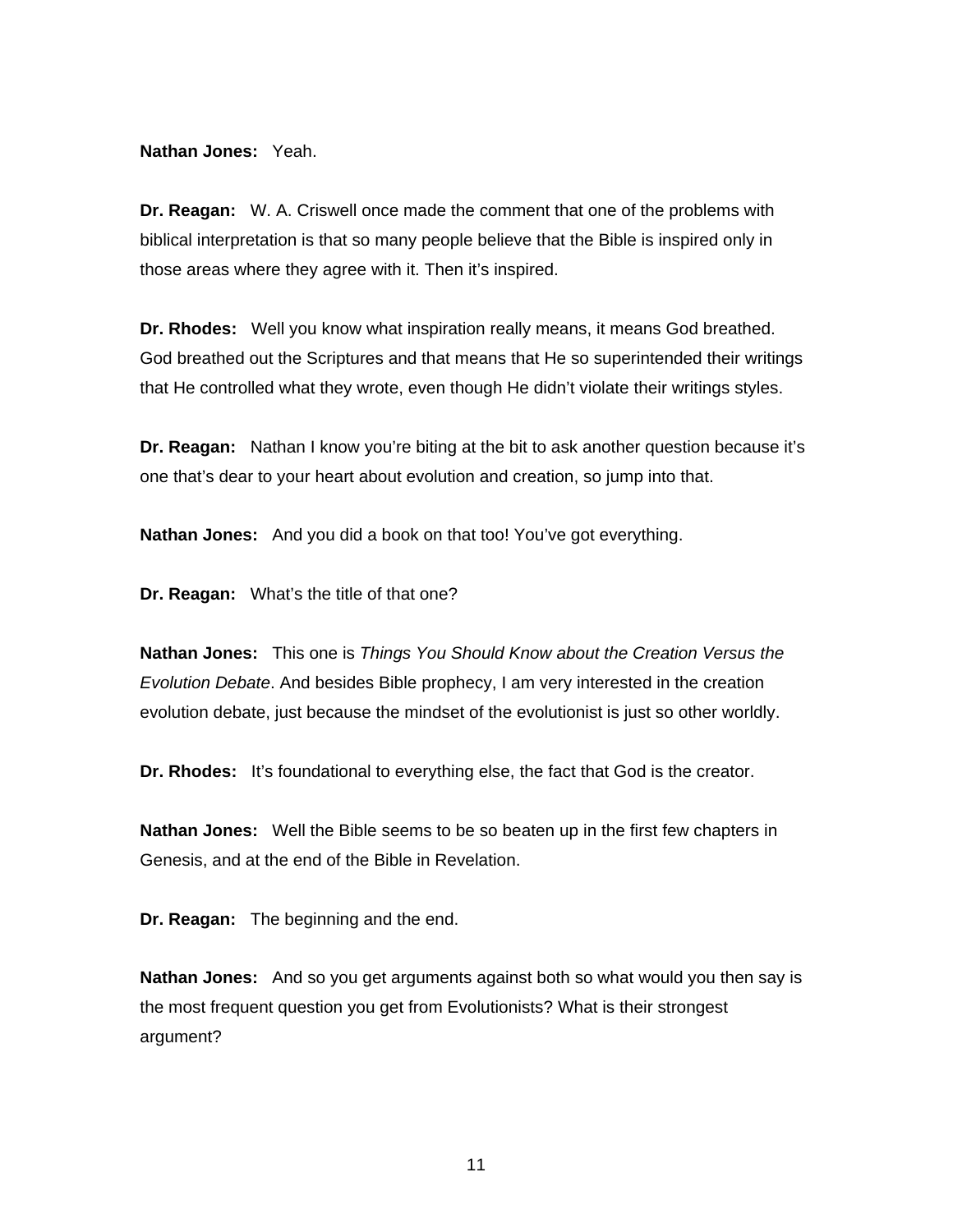**Nathan Jones:** Yeah.

**Dr. Reagan:** W. A. Criswell once made the comment that one of the problems with biblical interpretation is that so many people believe that the Bible is inspired only in those areas where they agree with it. Then it's inspired.

**Dr. Rhodes:** Well you know what inspiration really means, it means God breathed. God breathed out the Scriptures and that means that He so superintended their writings that He controlled what they wrote, even though He didn't violate their writings styles.

**Dr. Reagan:** Nathan I know you're biting at the bit to ask another question because it's one that's dear to your heart about evolution and creation, so jump into that.

**Nathan Jones:** And you did a book on that too! You've got everything.

**Dr. Reagan:** What's the title of that one?

**Nathan Jones:** This one is *Things You Should Know about the Creation Versus the Evolution Debate*. And besides Bible prophecy, I am very interested in the creation evolution debate, just because the mindset of the evolutionist is just so other worldly.

**Dr. Rhodes:** It's foundational to everything else, the fact that God is the creator.

**Nathan Jones:** Well the Bible seems to be so beaten up in the first few chapters in Genesis, and at the end of the Bible in Revelation.

**Dr. Reagan:** The beginning and the end.

**Nathan Jones:** And so you get arguments against both so what would you then say is the most frequent question you get from Evolutionists? What is their strongest argument?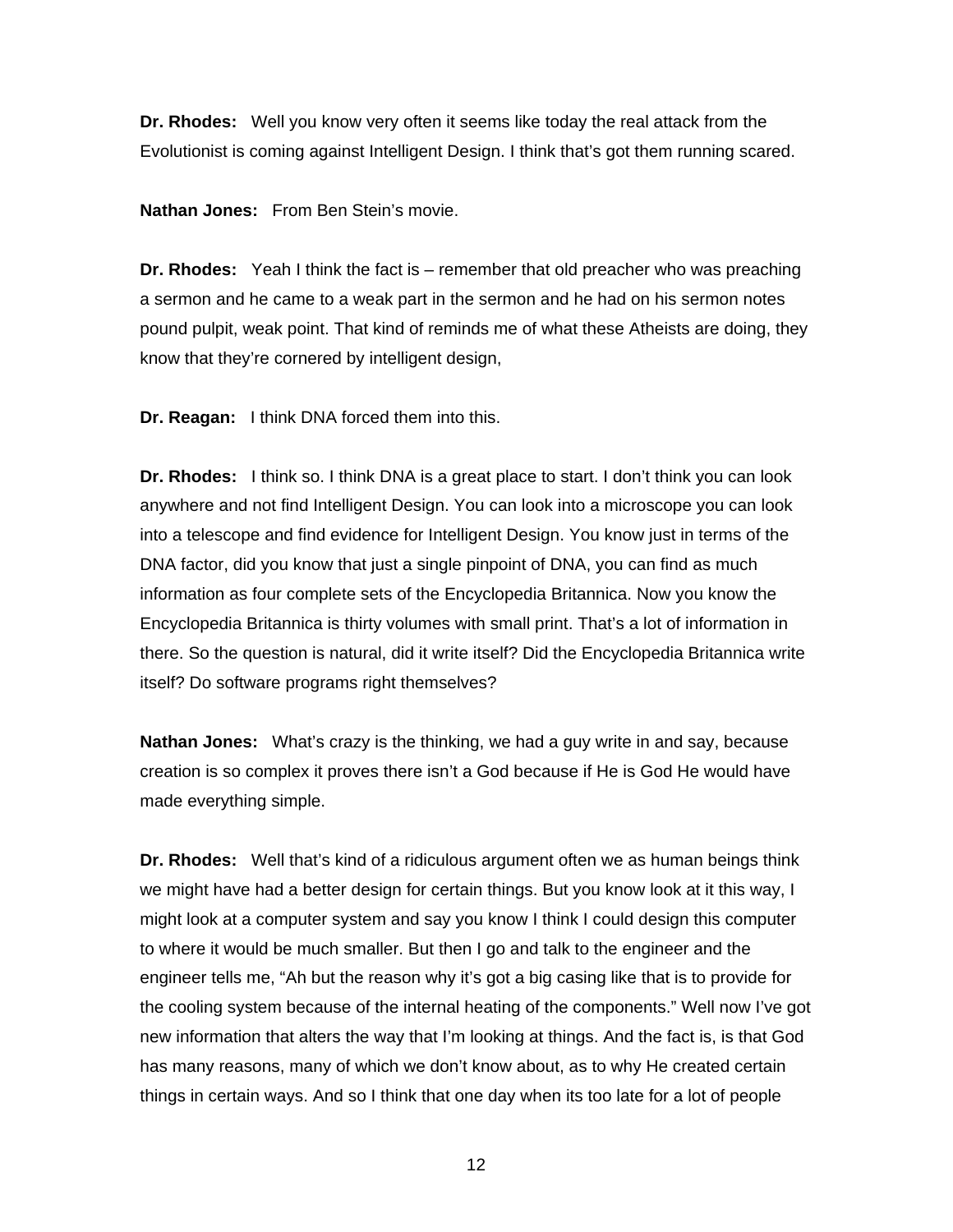**Dr. Rhodes:** Well you know very often it seems like today the real attack from the Evolutionist is coming against Intelligent Design. I think that's got them running scared.

**Nathan Jones:** From Ben Stein's movie.

**Dr. Rhodes:** Yeah I think the fact is – remember that old preacher who was preaching a sermon and he came to a weak part in the sermon and he had on his sermon notes pound pulpit, weak point. That kind of reminds me of what these Atheists are doing, they know that they're cornered by intelligent design,

**Dr. Reagan:** I think DNA forced them into this.

**Dr. Rhodes:** I think so. I think DNA is a great place to start. I don't think you can look anywhere and not find Intelligent Design. You can look into a microscope you can look into a telescope and find evidence for Intelligent Design. You know just in terms of the DNA factor, did you know that just a single pinpoint of DNA, you can find as much information as four complete sets of the Encyclopedia Britannica. Now you know the Encyclopedia Britannica is thirty volumes with small print. That's a lot of information in there. So the question is natural, did it write itself? Did the Encyclopedia Britannica write itself? Do software programs right themselves?

**Nathan Jones:** What's crazy is the thinking, we had a guy write in and say, because creation is so complex it proves there isn't a God because if He is God He would have made everything simple.

**Dr. Rhodes:** Well that's kind of a ridiculous argument often we as human beings think we might have had a better design for certain things. But you know look at it this way, I might look at a computer system and say you know I think I could design this computer to where it would be much smaller. But then I go and talk to the engineer and the engineer tells me, "Ah but the reason why it's got a big casing like that is to provide for the cooling system because of the internal heating of the components." Well now I've got new information that alters the way that I'm looking at things. And the fact is, is that God has many reasons, many of which we don't know about, as to why He created certain things in certain ways. And so I think that one day when its too late for a lot of people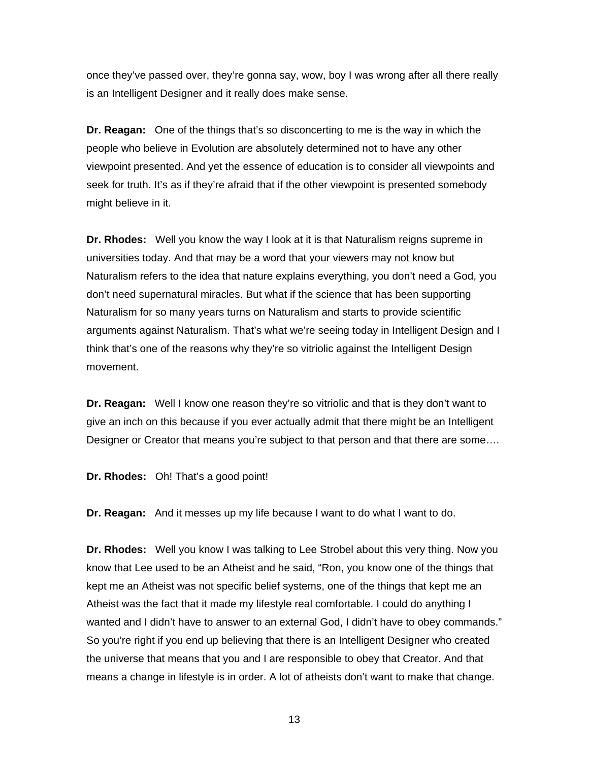once they've passed over, they're gonna say, wow, boy I was wrong after all there really is an Intelligent Designer and it really does make sense.

**Dr. Reagan:** One of the things that's so disconcerting to me is the way in which the people who believe in Evolution are absolutely determined not to have any other viewpoint presented. And yet the essence of education is to consider all viewpoints and seek for truth. It's as if they're afraid that if the other viewpoint is presented somebody might believe in it.

**Dr. Rhodes:** Well you know the way I look at it is that Naturalism reigns supreme in universities today. And that may be a word that your viewers may not know but Naturalism refers to the idea that nature explains everything, you don't need a God, you don't need supernatural miracles. But what if the science that has been supporting Naturalism for so many years turns on Naturalism and starts to provide scientific arguments against Naturalism. That's what we're seeing today in Intelligent Design and I think that's one of the reasons why they're so vitriolic against the Intelligent Design movement.

**Dr. Reagan:** Well I know one reason they're so vitriolic and that is they don't want to give an inch on this because if you ever actually admit that there might be an Intelligent Designer or Creator that means you're subject to that person and that there are some….

**Dr. Rhodes:** Oh! That's a good point!

**Dr. Reagan:** And it messes up my life because I want to do what I want to do.

**Dr. Rhodes:** Well you know I was talking to Lee Strobel about this very thing. Now you know that Lee used to be an Atheist and he said, "Ron, you know one of the things that kept me an Atheist was not specific belief systems, one of the things that kept me an Atheist was the fact that it made my lifestyle real comfortable. I could do anything I wanted and I didn't have to answer to an external God, I didn't have to obey commands." So you're right if you end up believing that there is an Intelligent Designer who created the universe that means that you and I are responsible to obey that Creator. And that means a change in lifestyle is in order. A lot of atheists don't want to make that change.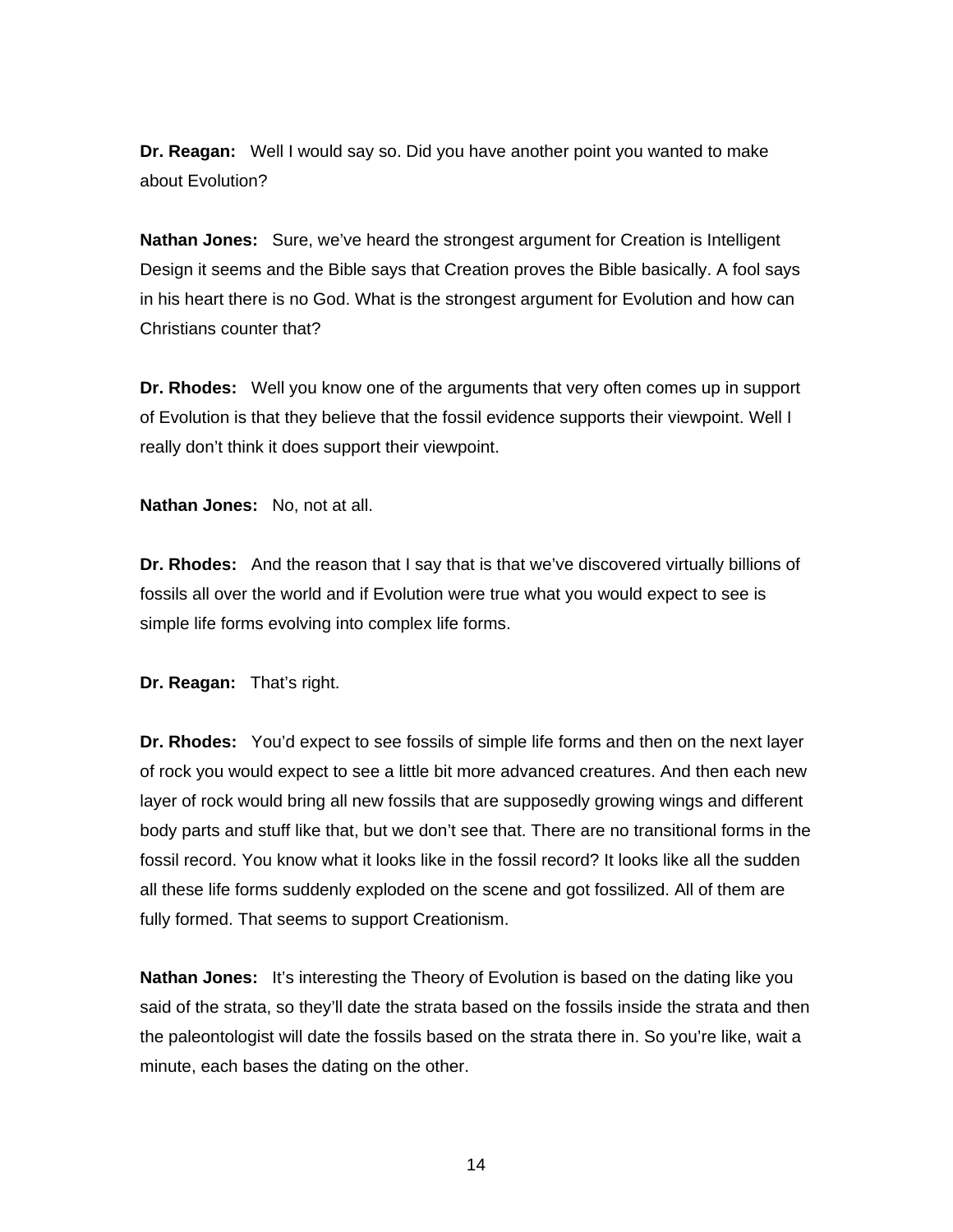**Dr. Reagan:** Well I would say so. Did you have another point you wanted to make about Evolution?

**Nathan Jones:** Sure, we've heard the strongest argument for Creation is Intelligent Design it seems and the Bible says that Creation proves the Bible basically. A fool says in his heart there is no God. What is the strongest argument for Evolution and how can Christians counter that?

**Dr. Rhodes:** Well you know one of the arguments that very often comes up in support of Evolution is that they believe that the fossil evidence supports their viewpoint. Well I really don't think it does support their viewpoint.

**Nathan Jones:** No, not at all.

**Dr. Rhodes:** And the reason that I say that is that we've discovered virtually billions of fossils all over the world and if Evolution were true what you would expect to see is simple life forms evolving into complex life forms.

**Dr. Reagan:** That's right.

**Dr. Rhodes:** You'd expect to see fossils of simple life forms and then on the next layer of rock you would expect to see a little bit more advanced creatures. And then each new layer of rock would bring all new fossils that are supposedly growing wings and different body parts and stuff like that, but we don't see that. There are no transitional forms in the fossil record. You know what it looks like in the fossil record? It looks like all the sudden all these life forms suddenly exploded on the scene and got fossilized. All of them are fully formed. That seems to support Creationism.

**Nathan Jones:** It's interesting the Theory of Evolution is based on the dating like you said of the strata, so they'll date the strata based on the fossils inside the strata and then the paleontologist will date the fossils based on the strata there in. So you're like, wait a minute, each bases the dating on the other.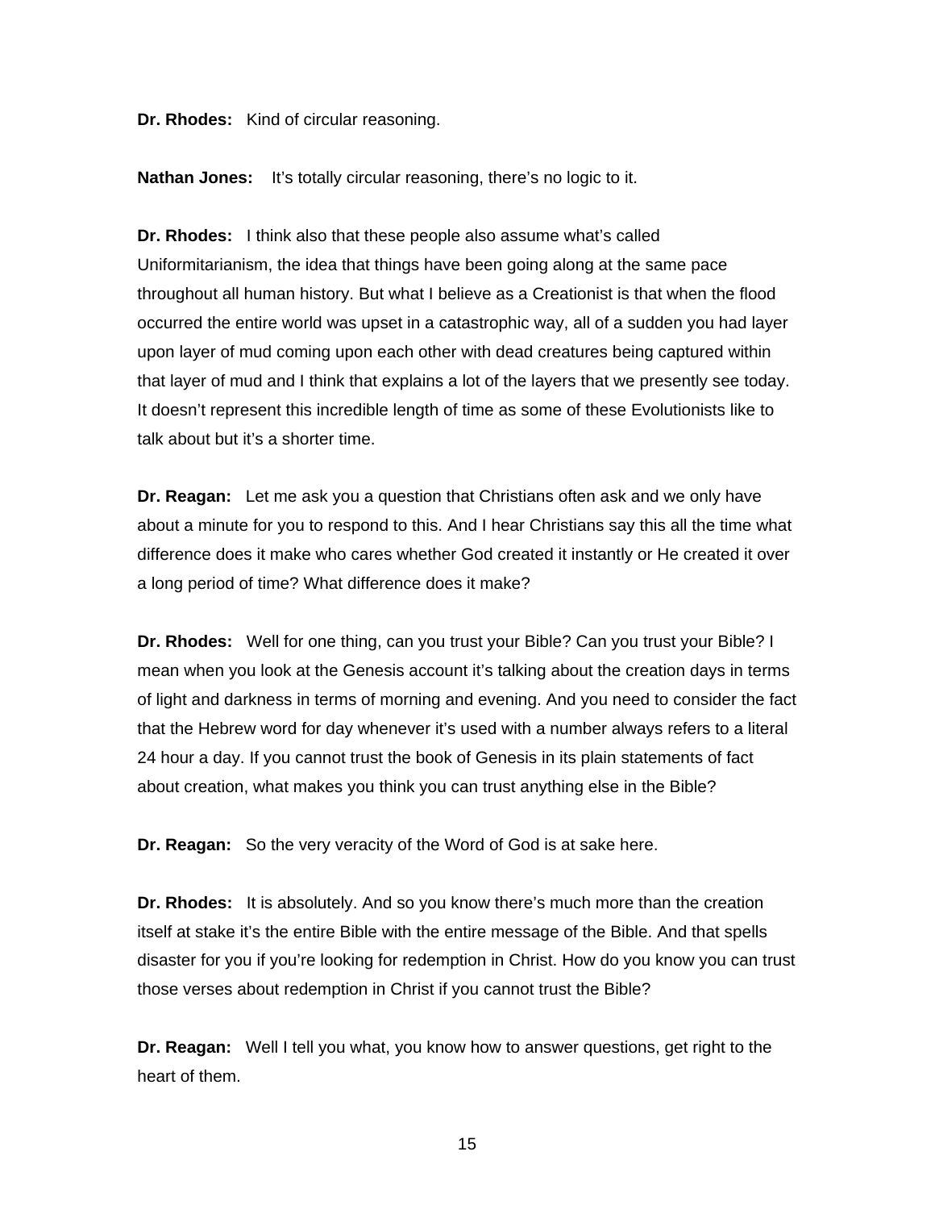**Dr. Rhodes:** Kind of circular reasoning.

**Nathan Jones:** It's totally circular reasoning, there's no logic to it.

**Dr. Rhodes:** I think also that these people also assume what's called Uniformitarianism, the idea that things have been going along at the same pace throughout all human history. But what I believe as a Creationist is that when the flood occurred the entire world was upset in a catastrophic way, all of a sudden you had layer upon layer of mud coming upon each other with dead creatures being captured within that layer of mud and I think that explains a lot of the layers that we presently see today. It doesn't represent this incredible length of time as some of these Evolutionists like to talk about but it's a shorter time.

**Dr. Reagan:** Let me ask you a question that Christians often ask and we only have about a minute for you to respond to this. And I hear Christians say this all the time what difference does it make who cares whether God created it instantly or He created it over a long period of time? What difference does it make?

**Dr. Rhodes:** Well for one thing, can you trust your Bible? Can you trust your Bible? I mean when you look at the Genesis account it's talking about the creation days in terms of light and darkness in terms of morning and evening. And you need to consider the fact that the Hebrew word for day whenever it's used with a number always refers to a literal 24 hour a day. If you cannot trust the book of Genesis in its plain statements of fact about creation, what makes you think you can trust anything else in the Bible?

**Dr. Reagan:** So the very veracity of the Word of God is at sake here.

**Dr. Rhodes:** It is absolutely. And so you know there's much more than the creation itself at stake it's the entire Bible with the entire message of the Bible. And that spells disaster for you if you're looking for redemption in Christ. How do you know you can trust those verses about redemption in Christ if you cannot trust the Bible?

**Dr. Reagan:** Well I tell you what, you know how to answer questions, get right to the heart of them.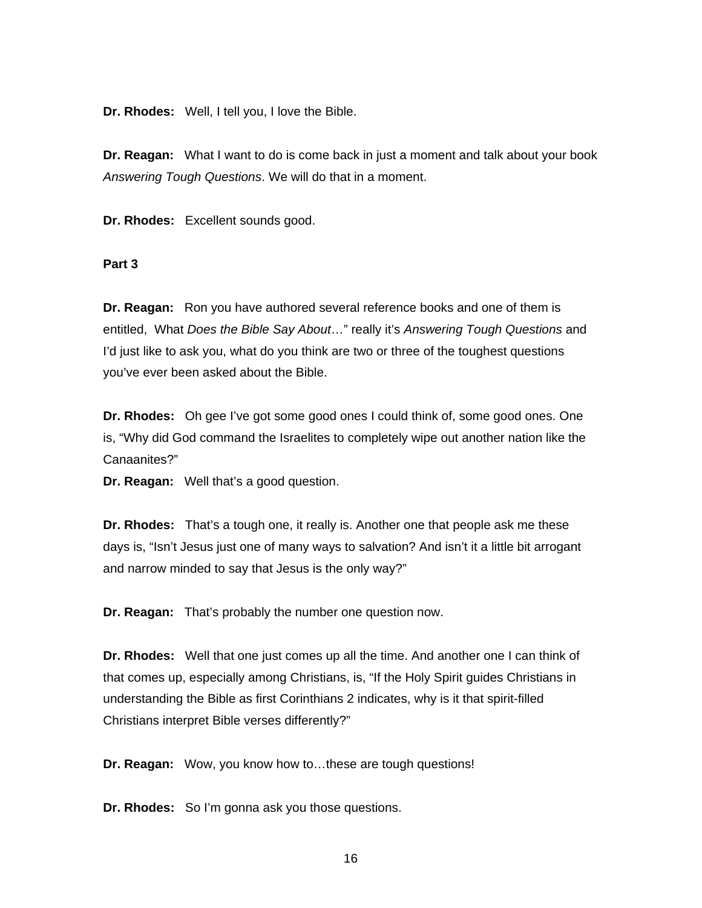**Dr. Rhodes:** Well, I tell you, I love the Bible.

**Dr. Reagan:** What I want to do is come back in just a moment and talk about your book *Answering Tough Questions*. We will do that in a moment.

**Dr. Rhodes:** Excellent sounds good.

**Part 3**

**Dr. Reagan:** Ron you have authored several reference books and one of them is entitled, What *Does the Bible Say About*…" really it's *Answering Tough Questions* and I'd just like to ask you, what do you think are two or three of the toughest questions you've ever been asked about the Bible.

**Dr. Rhodes:** Oh gee I've got some good ones I could think of, some good ones. One is, "Why did God command the Israelites to completely wipe out another nation like the Canaanites?"

**Dr. Reagan:** Well that's a good question.

**Dr. Rhodes:** That's a tough one, it really is. Another one that people ask me these days is, "Isn't Jesus just one of many ways to salvation? And isn't it a little bit arrogant and narrow minded to say that Jesus is the only way?"

**Dr. Reagan:** That's probably the number one question now.

**Dr. Rhodes:** Well that one just comes up all the time. And another one I can think of that comes up, especially among Christians, is, "If the Holy Spirit guides Christians in understanding the Bible as first Corinthians 2 indicates, why is it that spirit-filled Christians interpret Bible verses differently?"

**Dr. Reagan:** Wow, you know how to…these are tough questions!

**Dr. Rhodes:** So I'm gonna ask you those questions.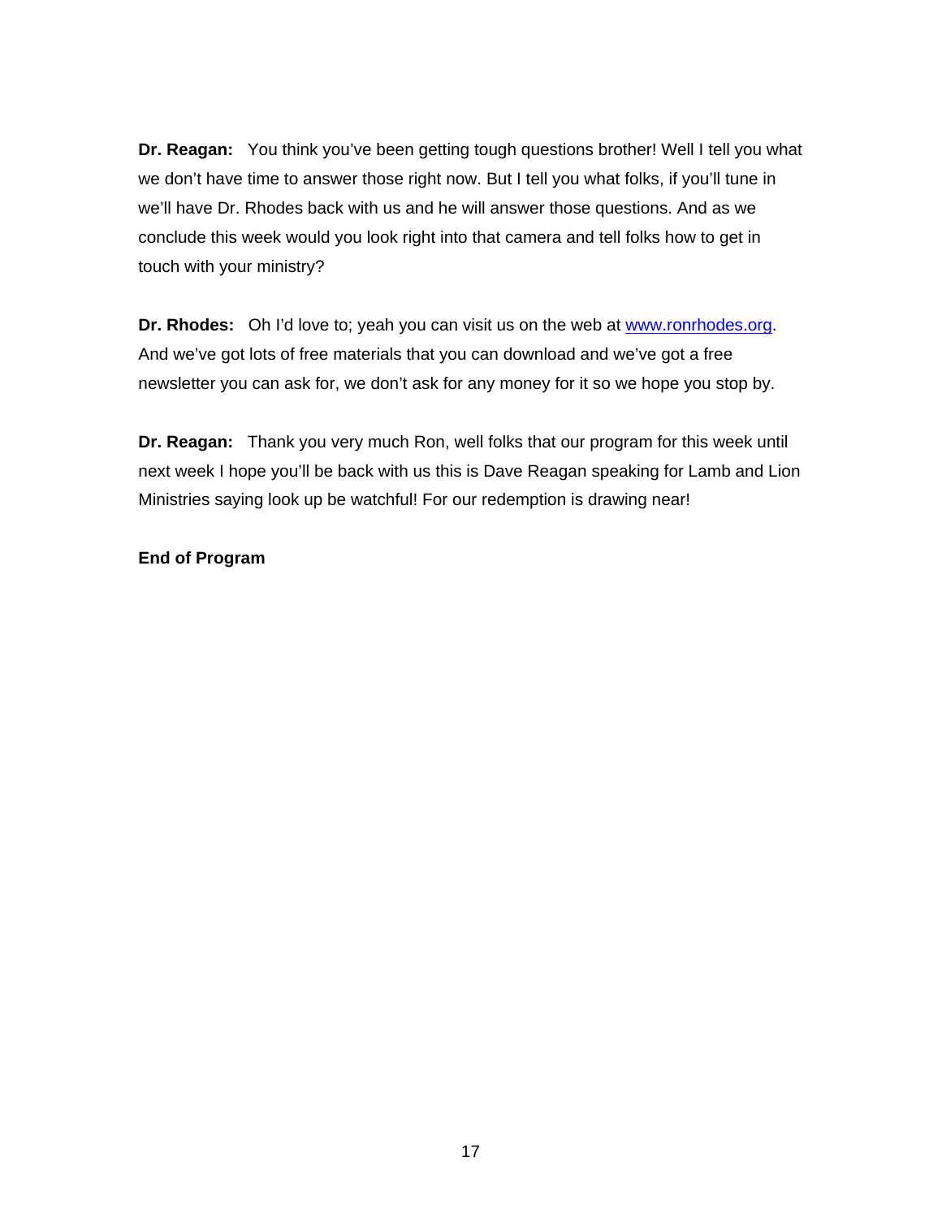**Dr. Reagan:** You think you've been getting tough questions brother! Well I tell you what we don't have time to answer those right now. But I tell you what folks, if you'll tune in we'll have Dr. Rhodes back with us and he will answer those questions. And as we conclude this week would you look right into that camera and tell folks how to get in touch with your ministry?

**Dr. Rhodes:** Oh I'd love to; yeah you can visit us on the web at www.ronrhodes.org. And we've got lots of free materials that you can download and we've got a free newsletter you can ask for, we don't ask for any money for it so we hope you stop by.

**Dr. Reagan:** Thank you very much Ron, well folks that our program for this week until next week I hope you'll be back with us this is Dave Reagan speaking for Lamb and Lion Ministries saying look up be watchful! For our redemption is drawing near!

**End of Program**